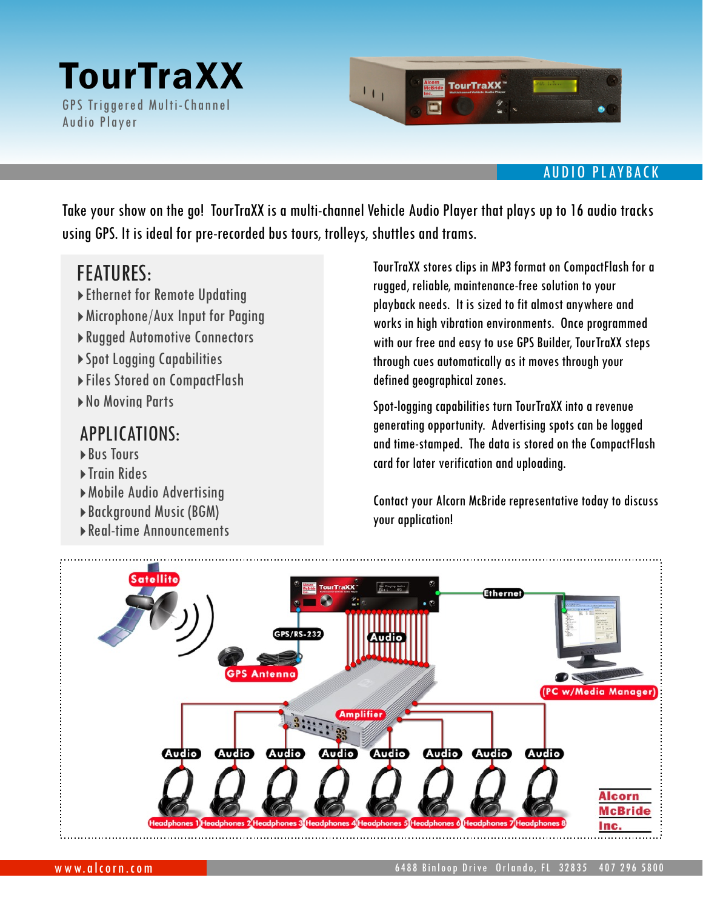# TourTraXX

GPS Triggered Multi-Channel Audio Player

AUDIO PLAYBACK

Take your show on the go! TourTraXX is a multi-channel Vehicle Audio Player that plays up to 16 audio tracks using GPS. It is ideal for pre-recorded bus tours, trolleys, shuttles and trams.

## FEATURES:

- Ethernet for Remote Updating
- Microphone/Aux Input for Paging
- Rugged Automotive Connectors
- Spot Logging Capabilities
- Files Stored on CompactFlash
- No Moving Parts

## APPLICATIONS:

- Bus Tours
- Train Rides
- Mobile Audio Advertising
- Background Music (BGM)
- Real-time Announcements

TourTraXX stores clips in MP3 format on CompactFlash for a rugged, reliable, maintenance-free solution to your playback needs. It is sized to fit almost anywhere and works in high vibration environments. Once programmed with our free and easy to use GPS Builder, TourTraXX steps through cues automatically as it moves through your defined geographical zones.

Spot-logging capabilities turn TourTraXX into a revenue generating opportunity. Advertising spots can be logged and time-stamped. The data is stored on the CompactFlash card for later verification and uploading.

Contact your Alcorn McBride representative today to discuss your application!

Satellite | GPS Antenna | GPS/RS-232 | TourTraXX | Audio | Ethernet | (PC w/Media Manager) | Amplifier | Audio | Headphones 1 | Headphones 2 | Headphones 3 | Headphones 4 | Headphones 5 | Headphones 6 | Headphones 7 | Headphones 8

Alcorn McBride Inc.

www.alcorn.com

6488 Binloop Drive Orlando, FL 32835 407 296 5800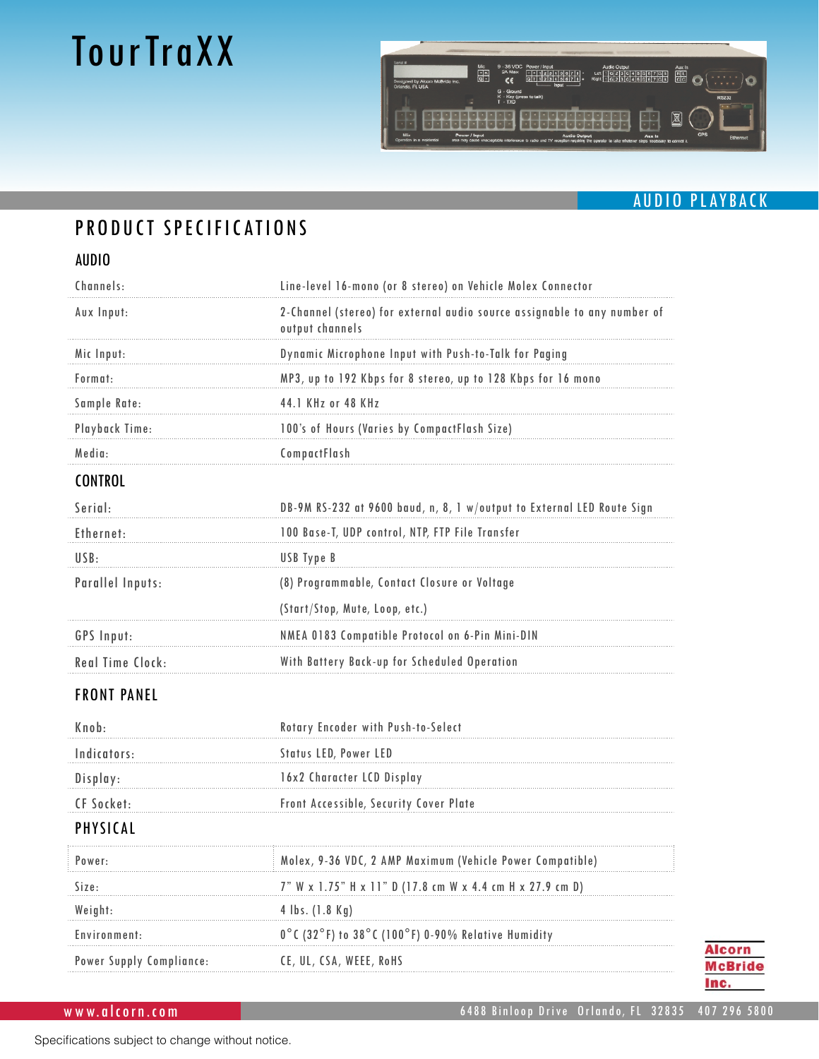# TourTraXX

AUDIO PLAYBACK

## PRODUCT SPECIFICATIONS

### AUDIO

| | |
|---|---|
| Channels: | Line-level 16-mono (or 8 stereo) on Vehicle Molex Connector |
| Aux Input: | 2-Channel (stereo) for external audio source assignable to any number of output channels |
| Mic Input: | Dynamic Microphone Input with Push-to-Talk for Paging |
| Format: | MP3, up to 192 Kbps for 8 stereo, up to 128 Kbps for 16 mono |
| Sample Rate: | 44.1 KHz or 48 KHz |
| Playback Time: | 100's of Hours (Varies by CompactFlash Size) |
| Media: | CompactFlash |

### CONTROL

| | |
|---|---|
| Serial: | DB-9M RS-232 at 9600 baud, n, 8, 1 w/output to External LED Route Sign |
| Ethernet: | 100 Base-T, UDP control, NTP, FTP File Transfer |
| USB: | USB Type B |
| Parallel Inputs: | (8) Programmable, Contact Closure or Voltage (Start/Stop, Mute, Loop, etc.) |
| GPS Input: | NMEA 0183 Compatible Protocol on 6-Pin Mini-DIN |
| Real Time Clock: | With Battery Back-up for Scheduled Operation |

### FRONT PANEL

| | |
|---|---|
| Knob: | Rotary Encoder with Push-to-Select |
| Indicators: | Status LED, Power LED |
| Display: | 16x2 Character LCD Display |
| CF Socket: | Front Accessible, Security Cover Plate |

### PHYSICAL

| | |
|---|---|
| Power: | Molex, 9-36 VDC, 2 AMP Maximum (Vehicle Power Compatible) |
| Size: | 7" W x 1.75" H x 11" D (17.8 cm W x 4.4 cm H x 27.9 cm D) |
| Weight: | 4 lbs. (1.8 Kg) |
| Environment: | 0°C (32°F) to 38°C (100°F) 0-90% Relative Humidity |
| Power Supply Compliance: | CE, UL, CSA, WEEE, RoHS |

Alcorn McBride Inc.

www.alcorn.com

6488 Binloop Drive Orlando, FL 32835 407 296 5800

Specifications subject to change without notice.